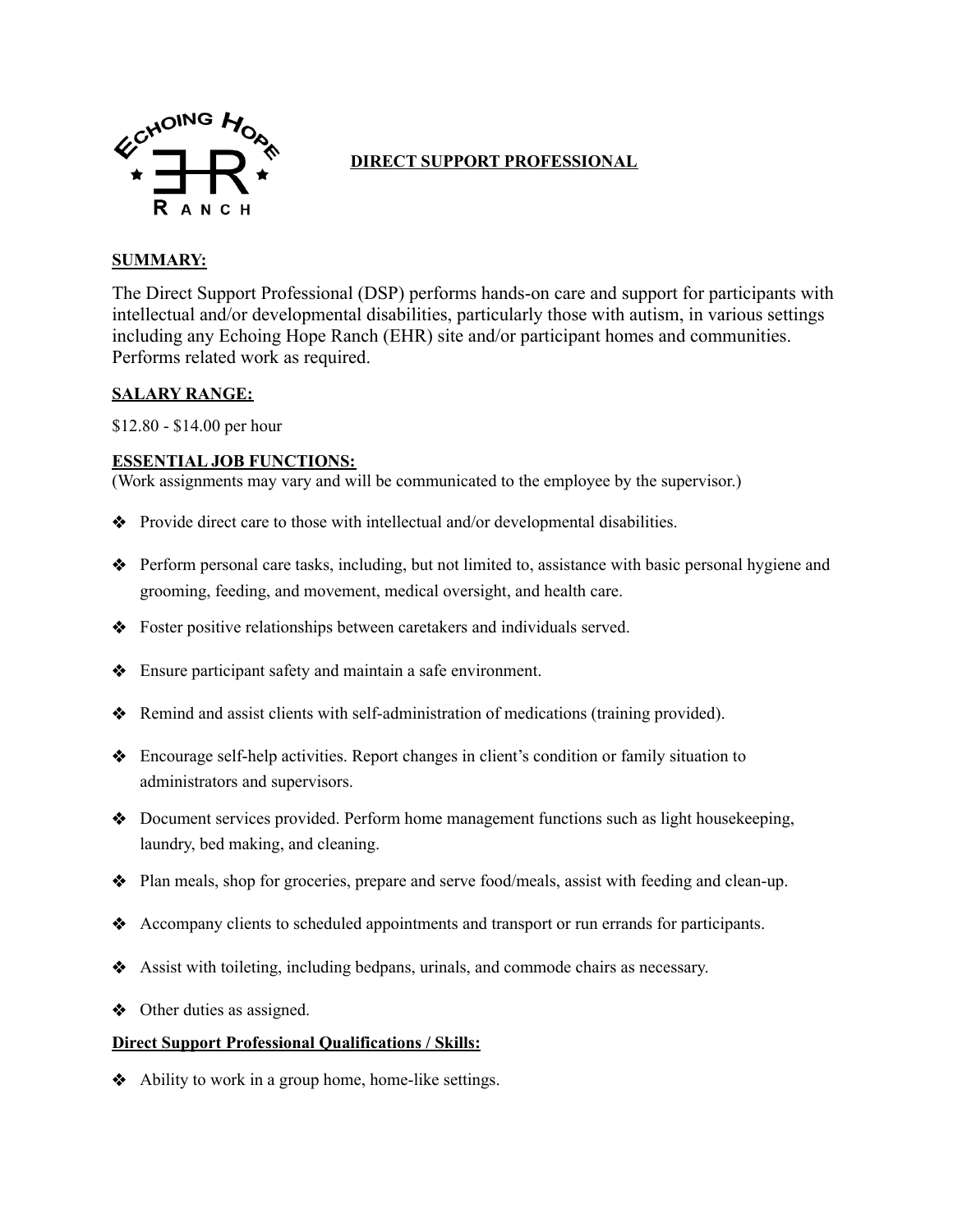# DIRECT SUPPORT PROFESSIONAL

## SUMMARY:

The Direct Support Professional (DSP) performs hands-on care and support for participants with intellectual and/or developmental disabilities, particularly those with autism, in various settings including any Echoing Hope Ranch (EHR) site and/or participant homes and communities. Performs related work as required.

## SALARY RANGE:

$12.80 - $14.00 per hour

## ESSENTIAL JOB FUNCTIONS:

(Work assignments may vary and will be communicated to the employee by the supervisor.)

- Provide direct care to those with intellectual and/or developmental disabilities.
- Perform personal care tasks, including, but not limited to, assistance with basic personal hygiene and grooming, feeding, and movement, medical oversight, and health care.
- Foster positive relationships between caretakers and individuals served.
- Ensure participant safety and maintain a safe environment.
- Remind and assist clients with self-administration of medications (training provided).
- Encourage self-help activities. Report changes in client's condition or family situation to administrators and supervisors.
- Document services provided. Perform home management functions such as light housekeeping, laundry, bed making, and cleaning.
- Plan meals, shop for groceries, prepare and serve food/meals, assist with feeding and clean-up.
- Accompany clients to scheduled appointments and transport or run errands for participants.
- Assist with toileting, including bedpans, urinals, and commode chairs as necessary.
- Other duties as assigned.

## Direct Support Professional Qualifications / Skills:

- Ability to work in a group home, home-like settings.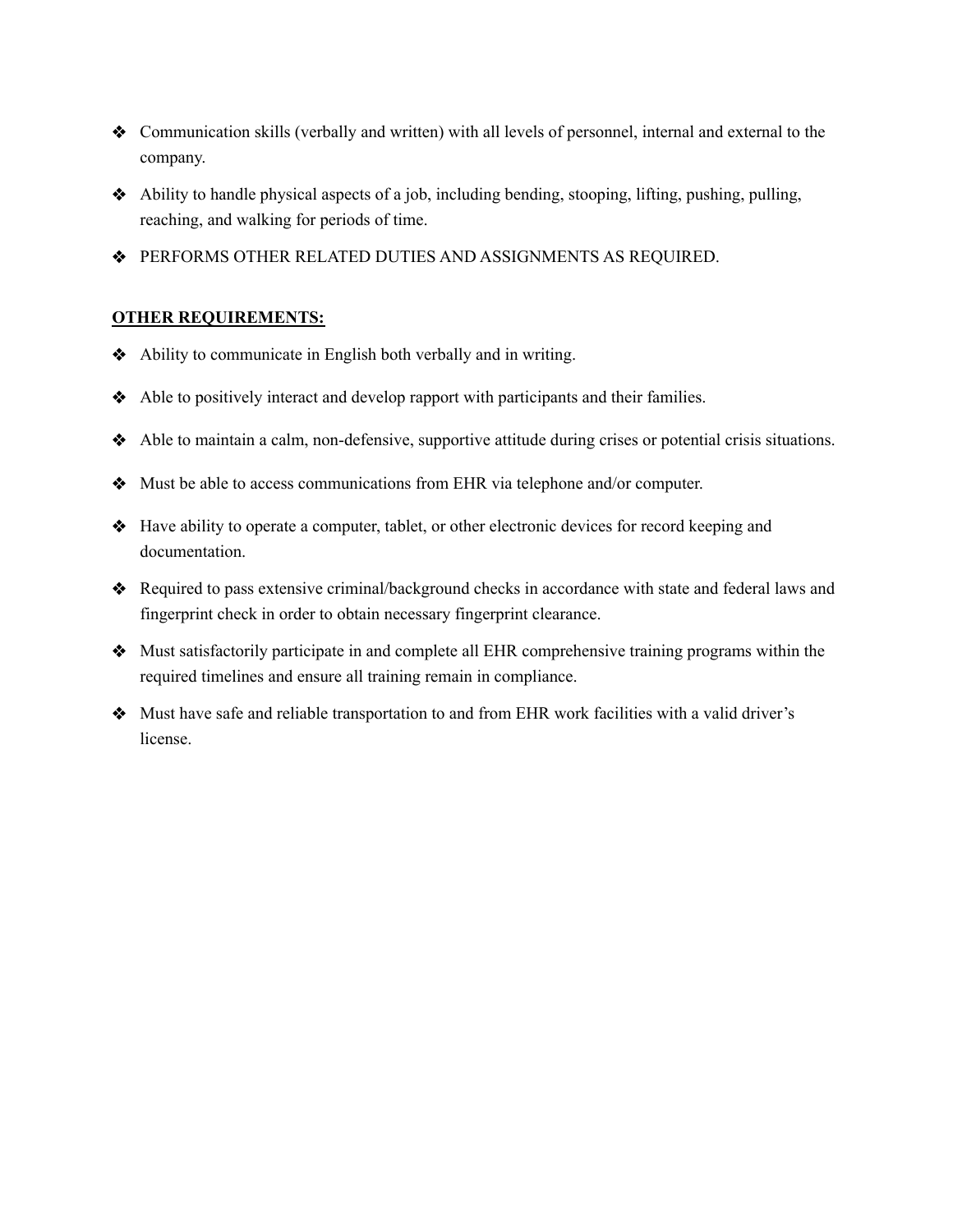- Communication skills (verbally and written) with all levels of personnel, internal and external to the company.
- Ability to handle physical aspects of a job, including bending, stooping, lifting, pushing, pulling, reaching, and walking for periods of time.
- PERFORMS OTHER RELATED DUTIES AND ASSIGNMENTS AS REQUIRED.

**OTHER REQUIREMENTS:**

- Ability to communicate in English both verbally and in writing.
- Able to positively interact and develop rapport with participants and their families.
- Able to maintain a calm, non-defensive, supportive attitude during crises or potential crisis situations.
- Must be able to access communications from EHR via telephone and/or computer.
- Have ability to operate a computer, tablet, or other electronic devices for record keeping and documentation.
- Required to pass extensive criminal/background checks in accordance with state and federal laws and fingerprint check in order to obtain necessary fingerprint clearance.
- Must satisfactorily participate in and complete all EHR comprehensive training programs within the required timelines and ensure all training remain in compliance.
- Must have safe and reliable transportation to and from EHR work facilities with a valid driver's license.